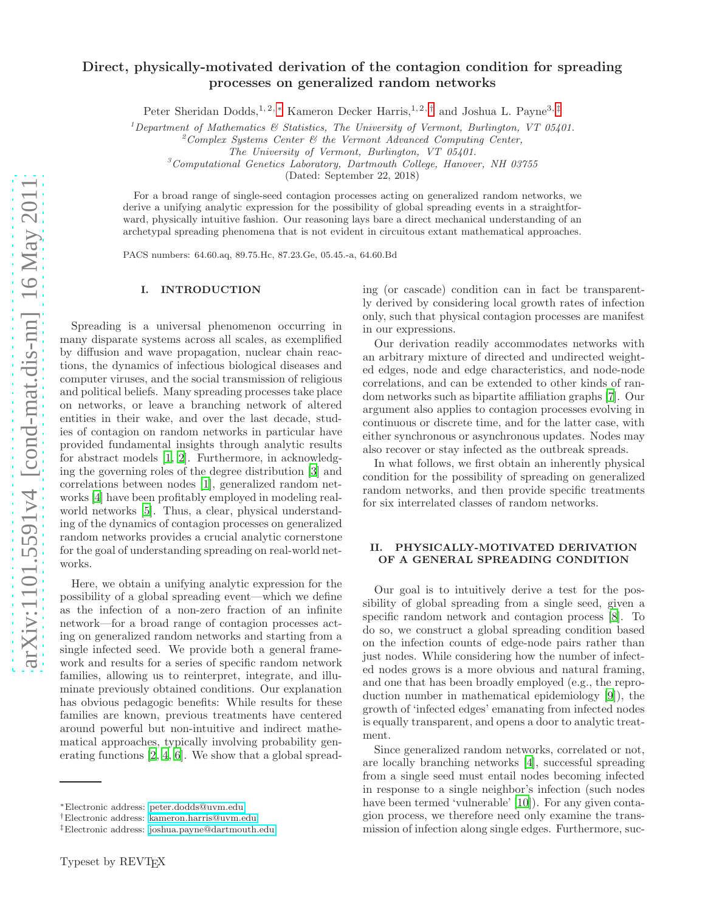# Direct, physically-motivated derivation of the contagion condition for spreading processes on generalized random networks

Peter Sheridan Dodds,[1,2,*] Kameron Decker Harris,[1,2,†] and Joshua L. Payne[3,‡]

[1] *Department of Mathematics & Statistics, The University of Vermont, Burlington, VT 05401.*
[2] *Complex Systems Center & the Vermont Advanced Computing Center, The University of Vermont, Burlington, VT 05401.*
[3] *Computational Genetics Laboratory, Dartmouth College, Hanover, NH 03755*

(Dated: September 22, 2018)

For a broad range of single-seed contagion processes acting on generalized random networks, we derive a unifying analytic expression for the possibility of global spreading events in a straightforward, physically intuitive fashion. Our reasoning lays bare a direct mechanical understanding of an archetypal spreading phenomena that is not evident in circuitous extant mathematical approaches.

PACS numbers: 64.60.aq, 89.75.Hc, 87.23.Ge, 05.45.-a, 64.60.Bd

## I. INTRODUCTION

Spreading is a universal phenomenon occurring in many disparate systems across all scales, as exemplified by diffusion and wave propagation, nuclear chain reactions, the dynamics of infectious biological diseases and computer viruses, and the social transmission of religious and political beliefs. Many spreading processes take place on networks, or leave a branching network of altered entities in their wake, and over the last decade, studies of contagion on random networks in particular have provided fundamental insights through analytic results for abstract models [1, 2]. Furthermore, in acknowledging the governing roles of the degree distribution [3] and correlations between nodes [1], generalized random networks [4] have been profitably employed in modeling real-world networks [5]. Thus, a clear, physical understanding of the dynamics of contagion processes on generalized random networks provides a crucial analytic cornerstone for the goal of understanding spreading on real-world networks.

Here, we obtain a unifying analytic expression for the possibility of a global spreading event—which we define as the infection of a non-zero fraction of an infinite network—for a broad range of contagion processes acting on generalized random networks and starting from a single infected seed. We provide both a general framework and results for a series of specific random network families, allowing us to reinterpret, integrate, and illuminate previously obtained conditions. Our explanation has obvious pedagogic benefits: While results for these families are known, previous treatments have centered around powerful but non-intuitive and indirect mathematical approaches, typically involving probability generating functions [2, 4, 6]. We show that a global spreading (or cascade) condition can in fact be transparently derived by considering local growth rates of infection only, such that physical contagion processes are manifest in our expressions.

Our derivation readily accommodates networks with an arbitrary mixture of directed and undirected weighted edges, node and edge characteristics, and node-node correlations, and can be extended to other kinds of random networks such as bipartite affiliation graphs [7]. Our argument also applies to contagion processes evolving in continuous or discrete time, and for the latter case, with either synchronous or asynchronous updates. Nodes may also recover or stay infected as the outbreak spreads.

In what follows, we first obtain an inherently physical condition for the possibility of spreading on generalized random networks, and then provide specific treatments for six interrelated classes of random networks.

## II. PHYSICALLY-MOTIVATED DERIVATION OF A GENERAL SPREADING CONDITION

Our goal is to intuitively derive a test for the possibility of global spreading from a single seed, given a specific random network and contagion process [8]. To do so, we construct a global spreading condition based on the infection counts of edge-node pairs rather than just nodes. While considering how the number of infected nodes grows is a more obvious and natural framing, and one that has been broadly employed (e.g., the reproduction number in mathematical epidemiology [9]), the growth of 'infected edges' emanating from infected nodes is equally transparent, and opens a door to analytic treatment.

Since generalized random networks, correlated or not, are locally branching networks [4], successful spreading from a single seed must entail nodes becoming infected in response to a single neighbor's infection (such nodes have been termed 'vulnerable' [10]). For any given contagion process, we therefore need only examine the transmission of infection along single edges. Furthermore, suc-

*Electronic address: peter.dodds@uvm.edu
†Electronic address: kameron.harris@uvm.edu
‡Electronic address: joshua.payne@dartmouth.edu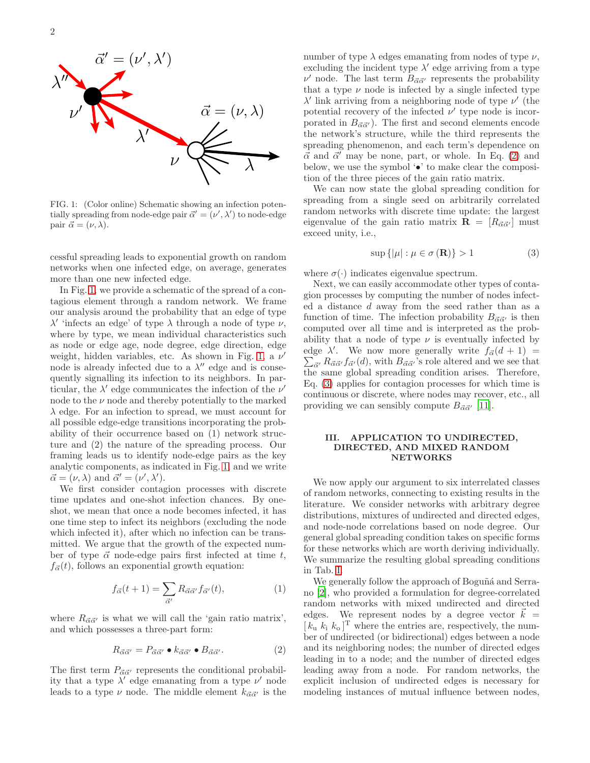FIG. 1: (Color online) Schematic showing an infection potentially spreading from node-edge pair $\vec{\alpha}' = (\nu', \lambda')$ to node-edge pair $\vec{\alpha} = (\nu, \lambda)$.

cessful spreading leads to exponential growth on random networks when one infected edge, on average, generates more than one new infected edge.

In Fig. 1, we provide a schematic of the spread of a contagious element through a random network. We frame our analysis around the probability that an edge of type $\lambda'$ 'infects an edge' of type $\lambda$ through a node of type $\nu$, where by type, we mean individual characteristics such as node or edge age, node degree, edge direction, edge weight, hidden variables, etc. As shown in Fig. 1, a $\nu'$ node is already infected due to a $\lambda''$ edge and is consequently signalling its infection to its neighbors. In particular, the $\lambda'$ edge communicates the infection of the $\nu'$ node to the $\nu$ node and thereby potentially to the marked $\lambda$ edge. For an infection to spread, we must account for all possible edge-edge transitions incorporating the probability of their occurrence based on (1) network structure and (2) the nature of the spreading process. Our framing leads us to identify node-edge pairs as the key analytic components, as indicated in Fig. 1, and we write $\vec{\alpha} = (\nu, \lambda)$ and $\vec{\alpha}' = (\nu', \lambda')$.

We first consider contagion processes with discrete time updates and one-shot infection chances. By one-shot, we mean that once a node becomes infected, it has one time step to infect its neighbors (excluding the node which infected it), after which no infection can be transmitted. We argue that the growth of the expected number of type $\vec{\alpha}$ node-edge pairs first infected at time $t$, $f_{\vec{\alpha}}(t)$, follows an exponential growth equation:

$$f_{\vec{\alpha}}(t+1) = \sum_{\vec{\alpha}'} R_{\vec{\alpha}\vec{\alpha}'} f_{\vec{\alpha}'}(t), \tag{1}$$

where $R_{\vec{\alpha}\vec{\alpha}'}$ is what we will call the 'gain ratio matrix', and which possesses a three-part form:

$$R_{\vec{\alpha}\vec{\alpha}'} = P_{\vec{\alpha}\vec{\alpha}'} \bullet k_{\vec{\alpha}\vec{\alpha}'} \bullet B_{\vec{\alpha}\vec{\alpha}'}. \tag{2}$$

The first term $P_{\vec{\alpha}\vec{\alpha}'}$ represents the conditional probability that a type $\lambda'$ edge emanating from a type $\nu'$ node leads to a type $\nu$ node. The middle element $k_{\vec{\alpha}\vec{\alpha}'}$ is the number of type $\lambda$ edges emanating from nodes of type $\nu$, excluding the incident type $\lambda'$ edge arriving from a type $\nu'$ node. The last term $B_{\vec{\alpha}\vec{\alpha}'}$ represents the probability that a type $\nu$ node is infected by a single infected type $\lambda'$ link arriving from a neighboring node of type $\nu'$ (the potential recovery of the infected $\nu'$ type node is incorporated in $B_{\vec{\alpha}\vec{\alpha}'}$). The first and second elements encode the network's structure, while the third represents the spreading phenomenon, and each term's dependence on $\vec{\alpha}$ and $\vec{\alpha}'$ may be none, part, or whole. In Eq. (2) and below, we use the symbol '$\bullet$' to make clear the composition of the three pieces of the gain ratio matrix.

We can now state the global spreading condition for spreading from a single seed on arbitrarily correlated random networks with discrete time update: the largest eigenvalue of the gain ratio matrix $\mathbf{R} = [R_{\vec{\alpha}\vec{\alpha}'}]$ must exceed unity, i.e.,

$$\sup\{|\mu| : \mu \in \sigma(\mathbf{R})\} > 1 \tag{3}$$

where $\sigma(\cdot)$ indicates eigenvalue spectrum.

Next, we can easily accommodate other types of contagion processes by computing the number of nodes infected a distance $d$ away from the seed rather than as a function of time. The infection probability $B_{\vec{\alpha}\vec{\alpha}'}$ is then computed over all time and is interpreted as the probability that a node of type $\nu$ is eventually infected by edge $\lambda'$. We now more generally write $f_{\vec{\alpha}}(d+1) = \sum_{\vec{\alpha}'} R_{\vec{\alpha}\vec{\alpha}'} f_{\vec{\alpha}'}(d)$, with $B_{\vec{\alpha}\vec{\alpha}'}$'s role altered and we see that the same global spreading condition arises. Therefore, Eq. (3) applies for contagion processes for which time is continuous or discrete, where nodes may recover, etc., all providing we can sensibly compute $B_{\vec{\alpha}\vec{\alpha}'}$ [11].

## III. APPLICATION TO UNDIRECTED, DIRECTED, AND MIXED RANDOM NETWORKS

We now apply our argument to six interrelated classes of random networks, connecting to existing results in the literature. We consider networks with arbitrary degree distributions, mixtures of undirected and directed edges, and node-node correlations based on node degree. Our general global spreading condition takes on specific forms for these networks which are worth deriving individually. We summarize the resulting global spreading conditions in Tab. I.

We generally follow the approach of Boguñá and Serrano [2], who provided a formulation for degree-correlated random networks with mixed undirected and directed edges. We represent nodes by a degree vector $\vec{k} = [\, k_{\mathrm{u}}\ k_{\mathrm{i}}\ k_{\mathrm{o}} \,]^{\mathrm{T}}$ where the entries are, respectively, the number of undirected (or bidirectional) edges between a node and its neighboring nodes; the number of directed edges leading in to a node; and the number of directed edges leading away from a node. For random networks, the explicit inclusion of undirected edges is necessary for modeling instances of mutual influence between nodes,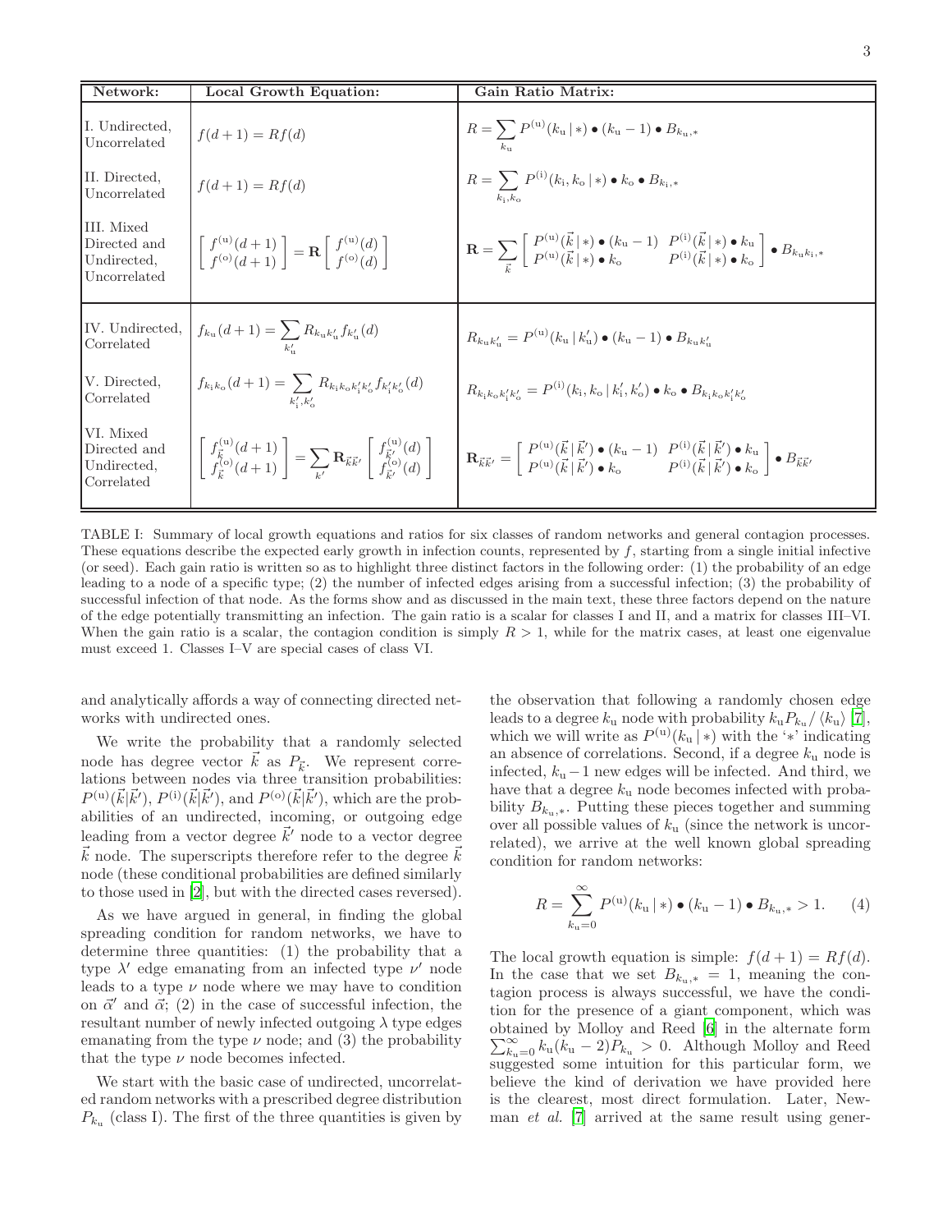| Network: | Local Growth Equation: | Gain Ratio Matrix: |
|---|---|---|
| I. Undirected, Uncorrelated | $f(d+1) = Rf(d)$ | $R = \sum_{k_\mathrm{u}} P^{(\mathrm{u})}(k_\mathrm{u}\,\vert\,*) \bullet (k_\mathrm{u}-1) \bullet B_{k_\mathrm{u},*}$ |
| II. Directed, Uncorrelated | $f(d+1) = Rf(d)$ | $R = \sum_{k_\mathrm{i},k_\mathrm{o}} P^{(\mathrm{i})}(k_\mathrm{i},k_\mathrm{o}\,\vert\,*) \bullet k_\mathrm{o} \bullet B_{k_\mathrm{i},*}$ |
| III. Mixed Directed and Undirected, Uncorrelated | $\left[\begin{array}{c} f^{(\mathrm{u})}(d+1) \\ f^{(\mathrm{o})}(d+1) \end{array}\right] = \mathbf{R} \left[\begin{array}{c} f^{(\mathrm{u})}(d) \\ f^{(\mathrm{o})}(d) \end{array}\right]$ | $\mathbf{R} = \sum_{\vec{k}} \left[\begin{array}{cc} P^{(\mathrm{u})}(\vec{k}\,\vert\,*) \bullet (k_\mathrm{u}-1) & P^{(\mathrm{i})}(\vec{k}\,\vert\,*) \bullet k_\mathrm{u} \\ P^{(\mathrm{u})}(\vec{k}\,\vert\,*) \bullet k_\mathrm{o} & P^{(\mathrm{i})}(\vec{k}\,\vert\,*) \bullet k_\mathrm{o} \end{array}\right] \bullet B_{k_\mathrm{u}k_\mathrm{i},*}$ |
| IV. Undirected, Correlated | $f_{k_\mathrm{u}}(d+1) = \sum_{k'_\mathrm{u}} R_{k_\mathrm{u}k'_\mathrm{u}} f_{k'_\mathrm{u}}(d)$ | $R_{k_\mathrm{u}k'_\mathrm{u}} = P^{(\mathrm{u})}(k_\mathrm{u}\,\vert\,k'_\mathrm{u}) \bullet (k_\mathrm{u}-1) \bullet B_{k_\mathrm{u}k'_\mathrm{u}}$ |
| V. Directed, Correlated | $f_{k_\mathrm{i}k_\mathrm{o}}(d+1) = \sum_{k'_\mathrm{i},k'_\mathrm{o}} R_{k_\mathrm{i}k_\mathrm{o}k'_\mathrm{i}k'_\mathrm{o}} f_{k'_\mathrm{i}k'_\mathrm{o}}(d)$ | $R_{k_\mathrm{i}k_\mathrm{o}k'_\mathrm{i}k'_\mathrm{o}} = P^{(\mathrm{i})}(k_\mathrm{i},k_\mathrm{o}\,\vert\,k'_\mathrm{i},k'_\mathrm{o}) \bullet k_\mathrm{o} \bullet B_{k_\mathrm{i}k_\mathrm{o}k'_\mathrm{i}k'_\mathrm{o}}$ |
| VI. Mixed Directed and Undirected, Correlated | $\left[\begin{array}{c} f^{(\mathrm{u})}_{\vec{k}}(d+1) \\ f^{(\mathrm{o})}_{\vec{k}}(d+1) \end{array}\right] = \sum_{k'} \mathbf{R}_{\vec{k}\vec{k}'} \left[\begin{array}{c} f^{(\mathrm{u})}_{\vec{k}'}(d) \\ f^{(\mathrm{o})}_{\vec{k}'}(d) \end{array}\right]$ | $\mathbf{R}_{\vec{k}\vec{k}'} = \left[\begin{array}{cc} P^{(\mathrm{u})}(\vec{k}\,\vert\,\vec{k}') \bullet (k_\mathrm{u}-1) & P^{(\mathrm{i})}(\vec{k}\,\vert\,\vec{k}') \bullet k_\mathrm{u} \\ P^{(\mathrm{u})}(\vec{k}\,\vert\,\vec{k}') \bullet k_\mathrm{o} & P^{(\mathrm{i})}(\vec{k}\,\vert\,\vec{k}') \bullet k_\mathrm{o} \end{array}\right] \bullet B_{\vec{k}\vec{k}'}$ |

TABLE I: Summary of local growth equations and ratios for six classes of random networks and general contagion processes. These equations describe the expected early growth in infection counts, represented by $f$, starting from a single initial infective (or seed). Each gain ratio is written so as to highlight three distinct factors in the following order: (1) the probability of an edge leading to a node of a specific type; (2) the number of infected edges arising from a successful infection; (3) the probability of successful infection of that node. As the forms show and as discussed in the main text, these three factors depend on the nature of the edge potentially transmitting an infection. The gain ratio is a scalar for classes I and II, and a matrix for classes III–VI. When the gain ratio is a scalar, the contagion condition is simply $R > 1$, while for the matrix cases, at least one eigenvalue must exceed 1. Classes I–V are special cases of class VI.

and analytically affords a way of connecting directed networks with undirected ones.

We write the probability that a randomly selected node has degree vector $\vec{k}$ as $P_{\vec{k}}$. We represent correlations between nodes via three transition probabilities: $P^{(\mathrm{u})}(\vec{k}|\vec{k}')$, $P^{(\mathrm{i})}(\vec{k}|\vec{k}')$, and $P^{(\mathrm{o})}(\vec{k}|\vec{k}')$, which are the probabilities of an undirected, incoming, or outgoing edge leading from a vector degree $\vec{k}'$ node to a vector degree $\vec{k}$ node. The superscripts therefore refer to the degree $\vec{k}$ node (these conditional probabilities are defined similarly to those used in [2], but with the directed cases reversed).

As we have argued in general, in finding the global spreading condition for random networks, we have to determine three quantities: (1) the probability that a type $\lambda'$ edge emanating from an infected type $\nu'$ node leads to a type $\nu$ node where we may have to condition on $\vec{\alpha}'$ and $\vec{\alpha}$; (2) in the case of successful infection, the resultant number of newly infected outgoing $\lambda$ type edges emanating from the type $\nu$ node; and (3) the probability that the type $\nu$ node becomes infected.

We start with the basic case of undirected, uncorrelated random networks with a prescribed degree distribution $P_{k_\mathrm{u}}$ (class I). The first of the three quantities is given by the observation that following a randomly chosen edge leads to a degree $k_\mathrm{u}$ node with probability $k_\mathrm{u}P_{k_\mathrm{u}}/\langle k_\mathrm{u}\rangle$ [7], which we will write as $P^{(\mathrm{u})}(k_\mathrm{u}\,|\,*)$ with the '$*$' indicating an absence of correlations. Second, if a degree $k_\mathrm{u}$ node is infected, $k_\mathrm{u}-1$ new edges will be infected. And third, we have that a degree $k_\mathrm{u}$ node becomes infected with probability $B_{k_\mathrm{u},*}$. Putting these pieces together and summing over all possible values of $k_\mathrm{u}$ (since the network is uncorrelated), we arrive at the well known global spreading condition for random networks:

$$R = \sum_{k_\mathrm{u}=0}^{\infty} P^{(\mathrm{u})}(k_\mathrm{u}\,|\,*) \bullet (k_\mathrm{u}-1) \bullet B_{k_\mathrm{u},*} > 1. \quad (4)$$

The local growth equation is simple: $f(d+1) = Rf(d)$. In the case that we set $B_{k_\mathrm{u},*} = 1$, meaning the contagion process is always successful, we have the condition for the presence of a giant component, which was obtained by Molloy and Reed [6] in the alternate form $\sum_{k_\mathrm{u}=0}^{\infty} k_\mathrm{u}(k_\mathrm{u}-2)P_{k_\mathrm{u}} > 0$. Although Molloy and Reed suggested some intuition for this particular form, we believe the kind of derivation we have provided here is the clearest, most direct formulation. Later, Newman *et al.* [7] arrived at the same result using gener-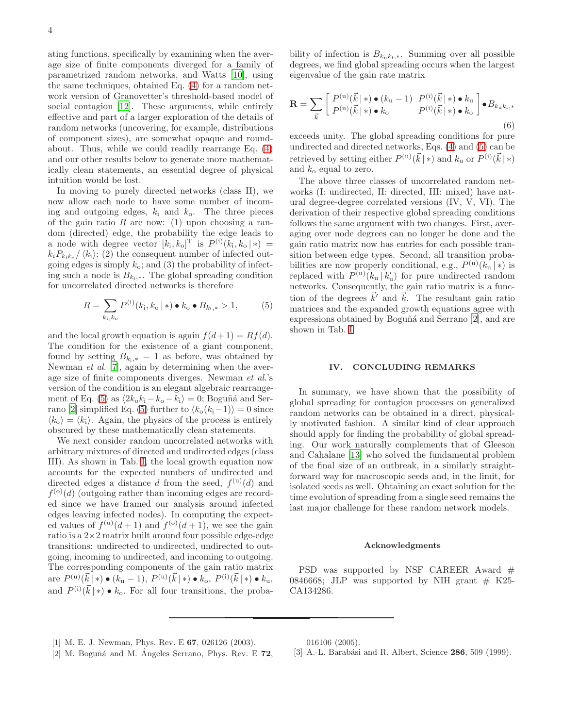ating functions, specifically by examining when the average size of finite components diverged for a family of parametrized random networks, and Watts [10], using the same techniques, obtained Eq. (4) for a random network version of Granovetter's threshold-based model of social contagion [12]. These arguments, while entirely effective and part of a larger exploration of the details of random networks (uncovering, for example, distributions of component sizes), are somewhat opaque and roundabout. Thus, while we could readily rearrange Eq. (4) and our other results below to generate more mathematically clean statements, an essential degree of physical intuition would be lost.

In moving to purely directed networks (class II), we now allow each node to have some number of incoming and outgoing edges, $k_{\rm i}$ and $k_{\rm o}$. The three pieces of the gain ratio $R$ are now: (1) upon choosing a random (directed) edge, the probability the edge leads to a node with degree vector $[k_{\rm i}, k_{\rm o}]^{\rm T}$ is $P^{(\rm i)}(k_{\rm i}, k_{\rm o} \,|\, *) = k_i P_{k_{\rm i} k_{\rm o}} / \langle k_{\rm i} \rangle$; (2) the consequent number of infected outgoing edges is simply $k_{\rm o}$; and (3) the probability of infecting such a node is $B_{k_{\rm i},*}$. The global spreading condition for uncorrelated directed networks is therefore

$$R = \sum_{k_{\rm i}, k_{\rm o}} P^{(\rm i)}(k_{\rm i}, k_{\rm o} \,|\, *) \bullet k_{\rm o} \bullet B_{k_{\rm i},*} > 1, \tag{5}$$

and the local growth equation is again $f(d+1) = Rf(d)$. The condition for the existence of a giant component, found by setting $B_{k_{\rm i},*} = 1$ as before, was obtained by Newman *et al.* [7], again by determining when the average size of finite components diverges. Newman *et al.*'s version of the condition is an elegant algebraic rearrangement of Eq. (5) as $\langle 2k_{\rm o}k_{\rm i} - k_{\rm o} - k_{\rm i} \rangle = 0$; Boguñá and Serrano [2] simplified Eq. (5) further to $\langle k_{\rm o}(k_{\rm i} - 1) \rangle = 0$ since $\langle k_{\rm o} \rangle = \langle k_{\rm i} \rangle$. Again, the physics of the process is entirely obscured by these mathematically clean statements.

We next consider random uncorrelated networks with arbitrary mixtures of directed and undirected edges (class III). As shown in Tab. I, the local growth equation now accounts for the expected numbers of undirected and directed edges a distance $d$ from the seed, $f^{(\rm u)}(d)$ and $f^{(\rm o)}(d)$ (outgoing rather than incoming edges are recorded since we have framed our analysis around infected edges leaving infected nodes). In computing the expected values of $f^{(\rm u)}(d+1)$ and $f^{(\rm o)}(d+1)$, we see the gain ratio is a $2 \times 2$ matrix built around four possible edge-edge transitions: undirected to undirected, undirected to outgoing, incoming to undirected, and incoming to outgoing. The corresponding components of the gain ratio matrix are $P^{(\rm u)}(\vec{k} \,|\, *) \bullet (k_{\rm u} - 1)$, $P^{(\rm u)}(\vec{k} \,|\, *) \bullet k_{\rm o}$, $P^{(\rm i)}(\vec{k} \,|\, *) \bullet k_{\rm u}$, and $P^{(\rm i)}(\vec{k} \,|\, *) \bullet k_{\rm o}$. For all four transitions, the probability of infection is $B_{k_{\rm u} k_{\rm i},*}$. Summing over all possible degrees, we find global spreading occurs when the largest eigenvalue of the gain rate matrix

$$\mathbf{R} = \sum_{\vec{k}} \begin{bmatrix} P^{(\rm u)}(\vec{k} \,|\, *) \bullet (k_{\rm u} - 1) & P^{(\rm i)}(\vec{k} \,|\, *) \bullet k_{\rm u} \\ P^{(\rm u)}(\vec{k} \,|\, *) \bullet k_{\rm o} & P^{(\rm i)}(\vec{k} \,|\, *) \bullet k_{\rm o} \end{bmatrix} \bullet B_{k_{\rm u} k_{\rm i},*} \tag{6}$$

exceeds unity. The global spreading conditions for pure undirected and directed networks, Eqs. (4) and (5) can be retrieved by setting either $P^{(\rm u)}(\vec{k} \,|\, *)$ and $k_{\rm u}$ or $P^{(\rm i)}(\vec{k} \,|\, *)$ and $k_{\rm o}$ equal to zero.

The above three classes of uncorrelated random networks (I: undirected, II: directed, III: mixed) have natural degree-degree correlated versions (IV, V, VI). The derivation of their respective global spreading conditions follows the same argument with two changes. First, averaging over node degrees can no longer be done and the gain ratio matrix now has entries for each possible transition between edge types. Second, all transition probabilities are now properly conditional, e.g., $P^{(\rm u)}(k_{\rm u} \,|\, *)$ is replaced with $P^{(\rm u)}(k_{\rm u} \,|\, k'_{\rm u})$ for pure undirected random networks. Consequently, the gain ratio matrix is a function of the degrees $\vec{k}'$ and $\vec{k}$. The resultant gain ratio matrices and the expanded growth equations agree with expressions obtained by Boguñá and Serrano [2], and are shown in Tab. I.

## IV. CONCLUDING REMARKS

In summary, we have shown that the possibility of global spreading for contagion processes on generalized random networks can be obtained in a direct, physically motivated fashion. A similar kind of clear approach should apply for finding the probability of global spreading. Our work naturally complements that of Gleeson and Cahalane [13] who solved the fundamental problem of the final size of an outbreak, in a similarly straightforward way for macroscopic seeds and, in the limit, for isolated seeds as well. Obtaining an exact solution for the time evolution of spreading from a single seed remains the last major challenge for these random network models.

### Acknowledgments

PSD was supported by NSF CAREER Award # 0846668; JLP was supported by NIH grant # K25-CA134286.

---

[1] M. E. J. Newman, Phys. Rev. E **67**, 026126 (2003).

[2] M. Boguñá and M. Ángeles Serrano, Phys. Rev. E **72**, 016106 (2005).

[3] A.-L. Barabási and R. Albert, Science **286**, 509 (1999).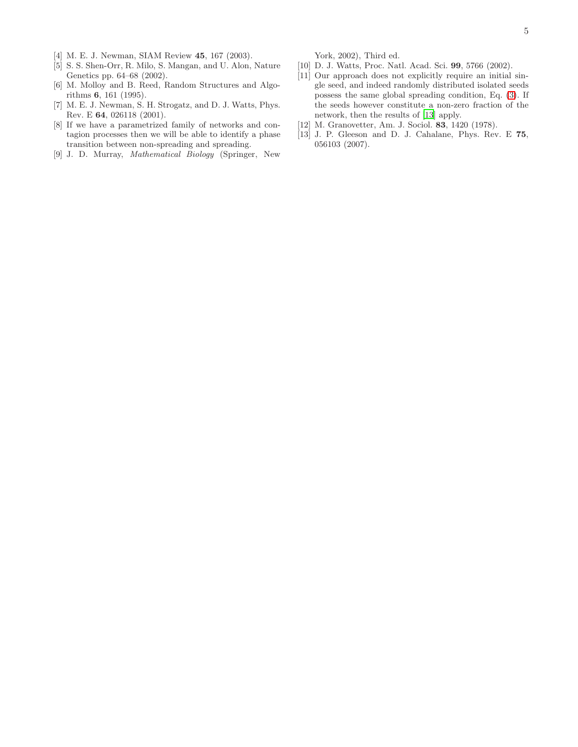[4] M. E. J. Newman, SIAM Review **45**, 167 (2003).

[5] S. S. Shen-Orr, R. Milo, S. Mangan, and U. Alon, Nature Genetics pp. 64–68 (2002).

[6] M. Molloy and B. Reed, Random Structures and Algorithms **6**, 161 (1995).

[7] M. E. J. Newman, S. H. Strogatz, and D. J. Watts, Phys. Rev. E **64**, 026118 (2001).

[8] If we have a parametrized family of networks and contagion processes then we will be able to identify a phase transition between non-spreading and spreading.

[9] J. D. Murray, *Mathematical Biology* (Springer, New York, 2002), Third ed.

[10] D. J. Watts, Proc. Natl. Acad. Sci. **99**, 5766 (2002).

[11] Our approach does not explicitly require an initial single seed, and indeed randomly distributed isolated seeds possess the same global spreading condition, Eq. (3). If the seeds however constitute a non-zero fraction of the network, then the results of [13] apply.

[12] M. Granovetter, Am. J. Sociol. **83**, 1420 (1978).

[13] J. P. Gleeson and D. J. Cahalane, Phys. Rev. E **75**, 056103 (2007).